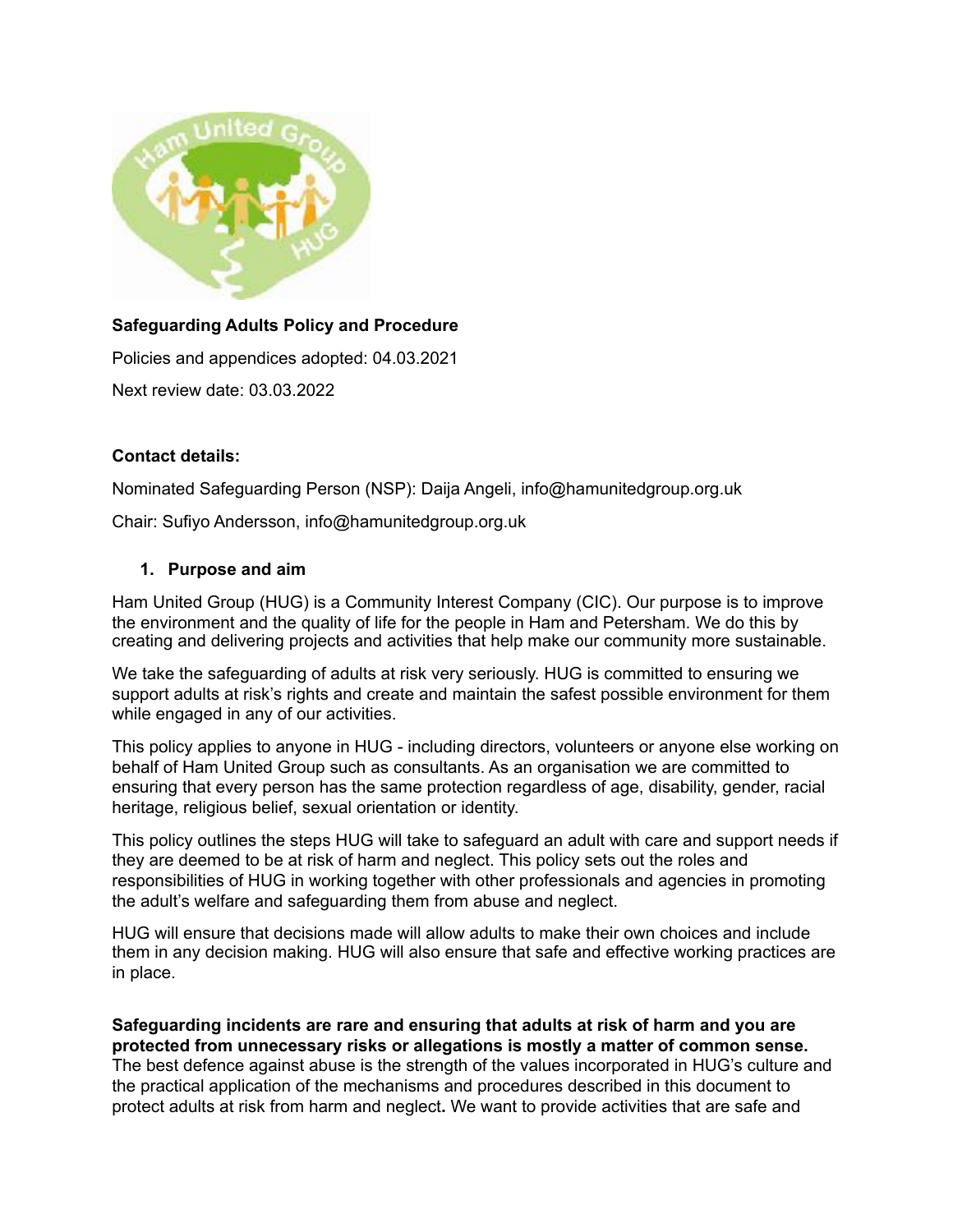**Safeguarding Adults Policy and Procedure**

Policies and appendices adopted: 04.03.2021

Next review date: 03.03.2022

**Contact details:**

Nominated Safeguarding Person (NSP): Daija Angeli, info@hamunitedgroup.org.uk

Chair: Sufiyo Andersson, info@hamunitedgroup.org.uk

## 1. Purpose and aim

Ham United Group (HUG) is a Community Interest Company (CIC). Our purpose is to improve the environment and the quality of life for the people in Ham and Petersham. We do this by creating and delivering projects and activities that help make our community more sustainable.

We take the safeguarding of adults at risk very seriously. HUG is committed to ensuring we support adults at risk's rights and create and maintain the safest possible environment for them while engaged in any of our activities.

This policy applies to anyone in HUG - including directors, volunteers or anyone else working on behalf of Ham United Group such as consultants. As an organisation we are committed to ensuring that every person has the same protection regardless of age, disability, gender, racial heritage, religious belief, sexual orientation or identity.

This policy outlines the steps HUG will take to safeguard an adult with care and support needs if they are deemed to be at risk of harm and neglect. This policy sets out the roles and responsibilities of HUG in working together with other professionals and agencies in promoting the adult's welfare and safeguarding them from abuse and neglect.

HUG will ensure that decisions made will allow adults to make their own choices and include them in any decision making. HUG will also ensure that safe and effective working practices are in place.

**Safeguarding incidents are rare and ensuring that adults at risk of harm and you are protected from unnecessary risks or allegations is mostly a matter of common sense.** The best defence against abuse is the strength of the values incorporated in HUG's culture and the practical application of the mechanisms and procedures described in this document to protect adults at risk from harm and neglect**.** We want to provide activities that are safe and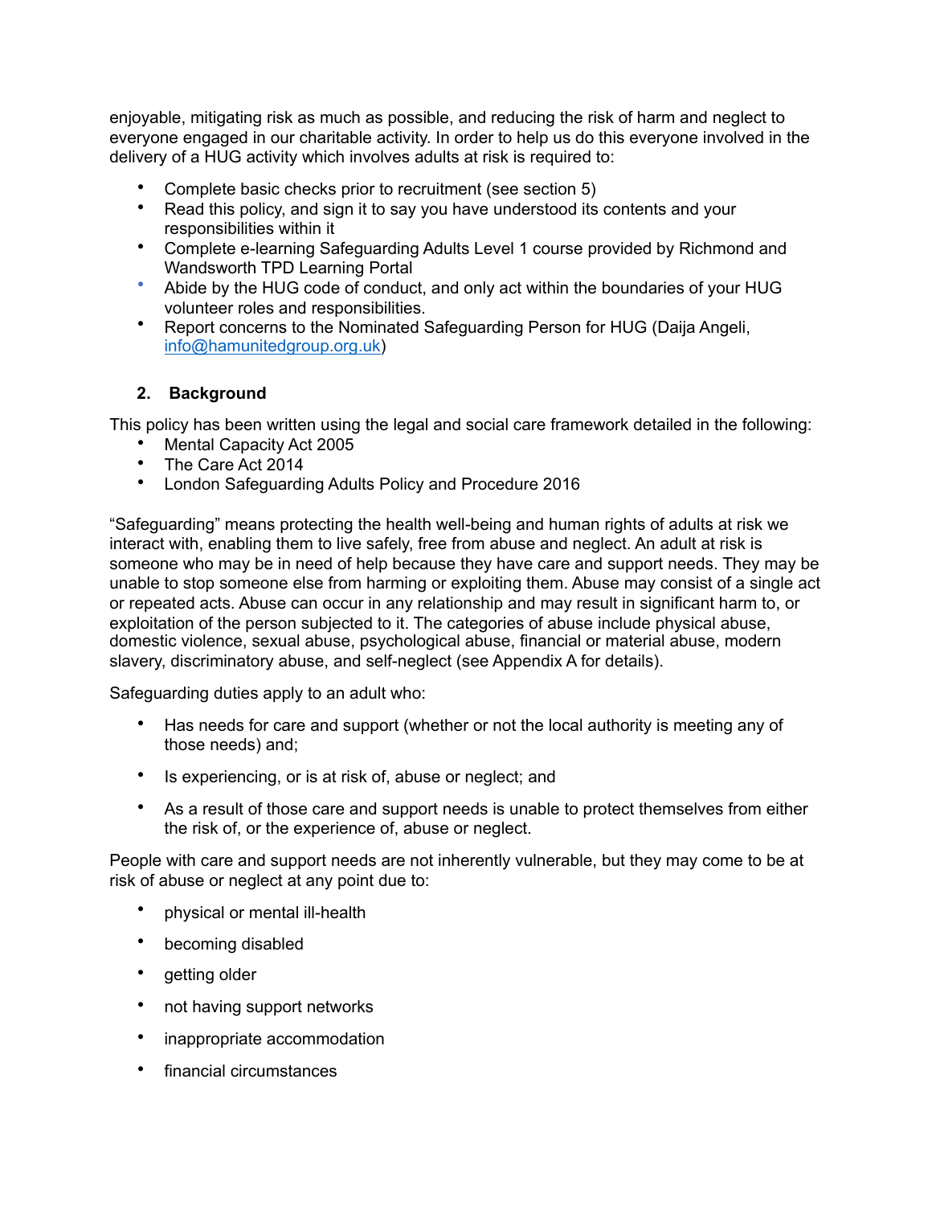enjoyable, mitigating risk as much as possible, and reducing the risk of harm and neglect to everyone engaged in our charitable activity. In order to help us do this everyone involved in the delivery of a HUG activity which involves adults at risk is required to:

- Complete basic checks prior to recruitment (see section 5)
- Read this policy, and sign it to say you have understood its contents and your responsibilities within it
- Complete e-learning Safeguarding Adults Level 1 course provided by Richmond and Wandsworth TPD Learning Portal
- Abide by the HUG code of conduct, and only act within the boundaries of your HUG volunteer roles and responsibilities.
- Report concerns to the Nominated Safeguarding Person for HUG (Daija Angeli, info@hamunitedgroup.org.uk)

## 2. Background

This policy has been written using the legal and social care framework detailed in the following:

- Mental Capacity Act 2005
- The Care Act 2014
- London Safeguarding Adults Policy and Procedure 2016

"Safeguarding" means protecting the health well-being and human rights of adults at risk we interact with, enabling them to live safely, free from abuse and neglect. An adult at risk is someone who may be in need of help because they have care and support needs. They may be unable to stop someone else from harming or exploiting them. Abuse may consist of a single act or repeated acts. Abuse can occur in any relationship and may result in significant harm to, or exploitation of the person subjected to it. The categories of abuse include physical abuse, domestic violence, sexual abuse, psychological abuse, financial or material abuse, modern slavery, discriminatory abuse, and self-neglect (see Appendix A for details).

Safeguarding duties apply to an adult who:

- Has needs for care and support (whether or not the local authority is meeting any of those needs) and;
- Is experiencing, or is at risk of, abuse or neglect; and
- As a result of those care and support needs is unable to protect themselves from either the risk of, or the experience of, abuse or neglect.

People with care and support needs are not inherently vulnerable, but they may come to be at risk of abuse or neglect at any point due to:

- physical or mental ill-health
- becoming disabled
- getting older
- not having support networks
- inappropriate accommodation
- financial circumstances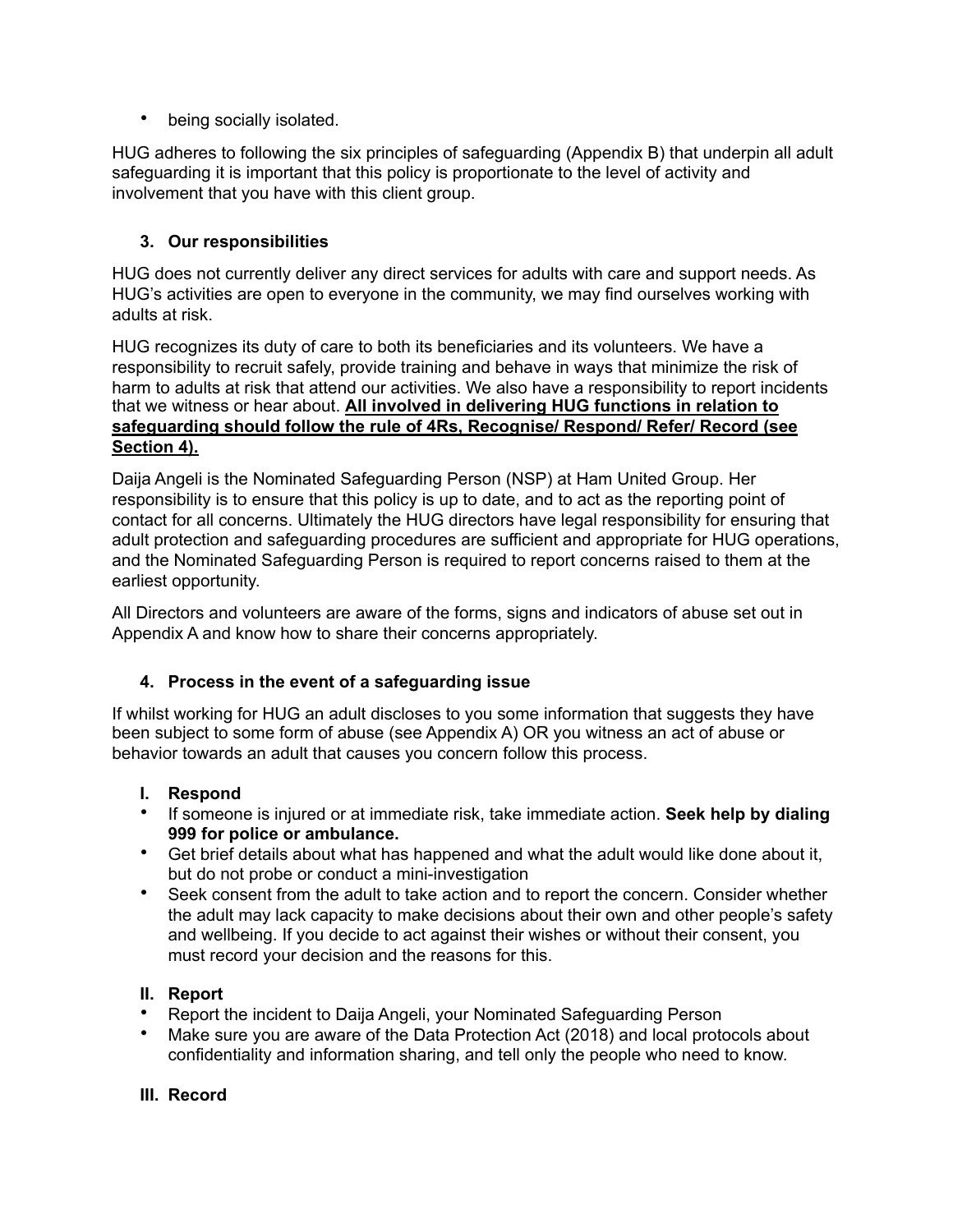- being socially isolated.

HUG adheres to following the six principles of safeguarding (Appendix B) that underpin all adult safeguarding it is important that this policy is proportionate to the level of activity and involvement that you have with this client group.

## 3. Our responsibilities

HUG does not currently deliver any direct services for adults with care and support needs. As HUG's activities are open to everyone in the community, we may find ourselves working with adults at risk.

HUG recognizes its duty of care to both its beneficiaries and its volunteers. We have a responsibility to recruit safely, provide training and behave in ways that minimize the risk of harm to adults at risk that attend our activities. We also have a responsibility to report incidents that we witness or hear about. **<u>All involved in delivering HUG functions in relation to safeguarding should follow the rule of 4Rs, Recognise/ Respond/ Refer/ Record (see Section 4).</u>**

Daija Angeli is the Nominated Safeguarding Person (NSP) at Ham United Group. Her responsibility is to ensure that this policy is up to date, and to act as the reporting point of contact for all concerns. Ultimately the HUG directors have legal responsibility for ensuring that adult protection and safeguarding procedures are sufficient and appropriate for HUG operations, and the Nominated Safeguarding Person is required to report concerns raised to them at the earliest opportunity.

All Directors and volunteers are aware of the forms, signs and indicators of abuse set out in Appendix A and know how to share their concerns appropriately.

## 4. Process in the event of a safeguarding issue

If whilst working for HUG an adult discloses to you some information that suggests they have been subject to some form of abuse (see Appendix A) OR you witness an act of abuse or behavior towards an adult that causes you concern follow this process.

### I. Respond

- If someone is injured or at immediate risk, take immediate action. **Seek help by dialing 999 for police or ambulance.**
- Get brief details about what has happened and what the adult would like done about it, but do not probe or conduct a mini-investigation
- Seek consent from the adult to take action and to report the concern. Consider whether the adult may lack capacity to make decisions about their own and other people's safety and wellbeing. If you decide to act against their wishes or without their consent, you must record your decision and the reasons for this.

### II. Report

- Report the incident to Daija Angeli, your Nominated Safeguarding Person
- Make sure you are aware of the Data Protection Act (2018) and local protocols about confidentiality and information sharing, and tell only the people who need to know.

### III. Record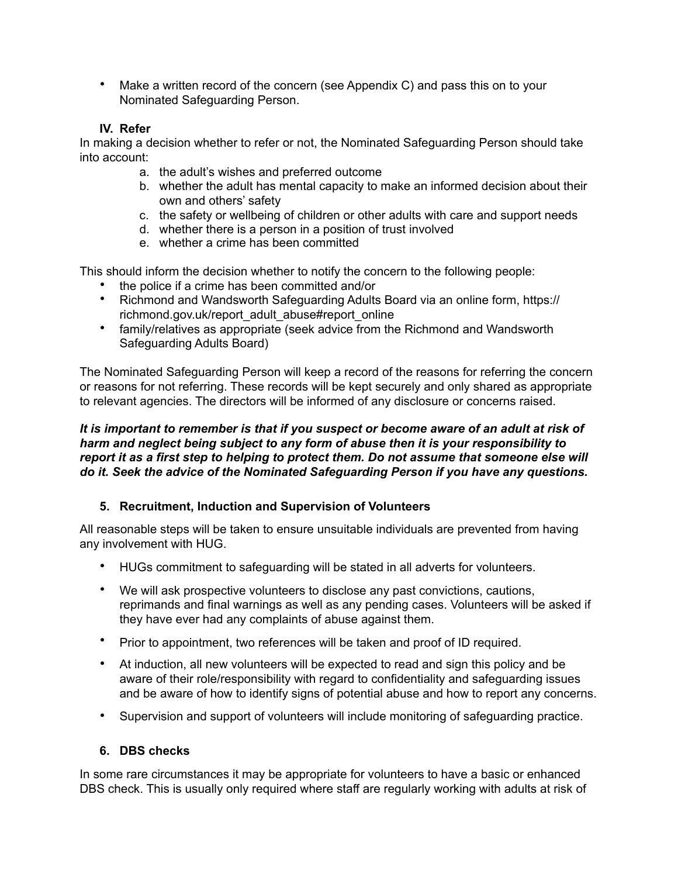- Make a written record of the concern (see Appendix C) and pass this on to your Nominated Safeguarding Person.

#### IV. Refer

In making a decision whether to refer or not, the Nominated Safeguarding Person should take into account:

a. the adult's wishes and preferred outcome
b. whether the adult has mental capacity to make an informed decision about their own and others' safety
c. the safety or wellbeing of children or other adults with care and support needs
d. whether there is a person in a position of trust involved
e. whether a crime has been committed

This should inform the decision whether to notify the concern to the following people:

- the police if a crime has been committed and/or
- Richmond and Wandsworth Safeguarding Adults Board via an online form, https://richmond.gov.uk/report_adult_abuse#report_online
- family/relatives as appropriate (seek advice from the Richmond and Wandsworth Safeguarding Adults Board)

The Nominated Safeguarding Person will keep a record of the reasons for referring the concern or reasons for not referring. These records will be kept securely and only shared as appropriate to relevant agencies. The directors will be informed of any disclosure or concerns raised.

***It is important to remember is that if you suspect or become aware of an adult at risk of harm and neglect being subject to any form of abuse then it is your responsibility to report it as a first step to helping to protect them. Do not assume that someone else will do it. Seek the advice of the Nominated Safeguarding Person if you have any questions.***

### 5. Recruitment, Induction and Supervision of Volunteers

All reasonable steps will be taken to ensure unsuitable individuals are prevented from having any involvement with HUG.

- HUGs commitment to safeguarding will be stated in all adverts for volunteers.
- We will ask prospective volunteers to disclose any past convictions, cautions, reprimands and final warnings as well as any pending cases. Volunteers will be asked if they have ever had any complaints of abuse against them.
- Prior to appointment, two references will be taken and proof of ID required.
- At induction, all new volunteers will be expected to read and sign this policy and be aware of their role/responsibility with regard to confidentiality and safeguarding issues and be aware of how to identify signs of potential abuse and how to report any concerns.
- Supervision and support of volunteers will include monitoring of safeguarding practice.

### 6. DBS checks

In some rare circumstances it may be appropriate for volunteers to have a basic or enhanced DBS check. This is usually only required where staff are regularly working with adults at risk of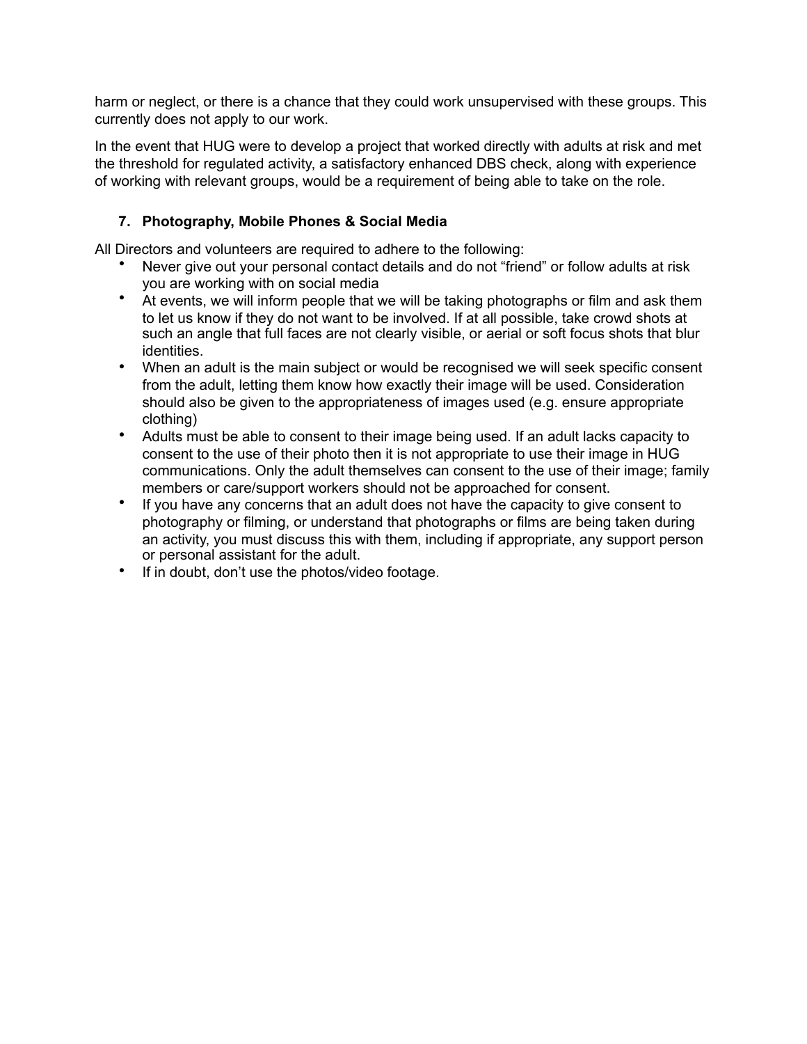harm or neglect, or there is a chance that they could work unsupervised with these groups. This currently does not apply to our work.

In the event that HUG were to develop a project that worked directly with adults at risk and met the threshold for regulated activity, a satisfactory enhanced DBS check, along with experience of working with relevant groups, would be a requirement of being able to take on the role.

## 7. Photography, Mobile Phones & Social Media

All Directors and volunteers are required to adhere to the following:

- Never give out your personal contact details and do not "friend" or follow adults at risk you are working with on social media
- At events, we will inform people that we will be taking photographs or film and ask them to let us know if they do not want to be involved. If at all possible, take crowd shots at such an angle that full faces are not clearly visible, or aerial or soft focus shots that blur identities.
- When an adult is the main subject or would be recognised we will seek specific consent from the adult, letting them know how exactly their image will be used. Consideration should also be given to the appropriateness of images used (e.g. ensure appropriate clothing)
- Adults must be able to consent to their image being used. If an adult lacks capacity to consent to the use of their photo then it is not appropriate to use their image in HUG communications. Only the adult themselves can consent to the use of their image; family members or care/support workers should not be approached for consent.
- If you have any concerns that an adult does not have the capacity to give consent to photography or filming, or understand that photographs or films are being taken during an activity, you must discuss this with them, including if appropriate, any support person or personal assistant for the adult.
- If in doubt, don't use the photos/video footage.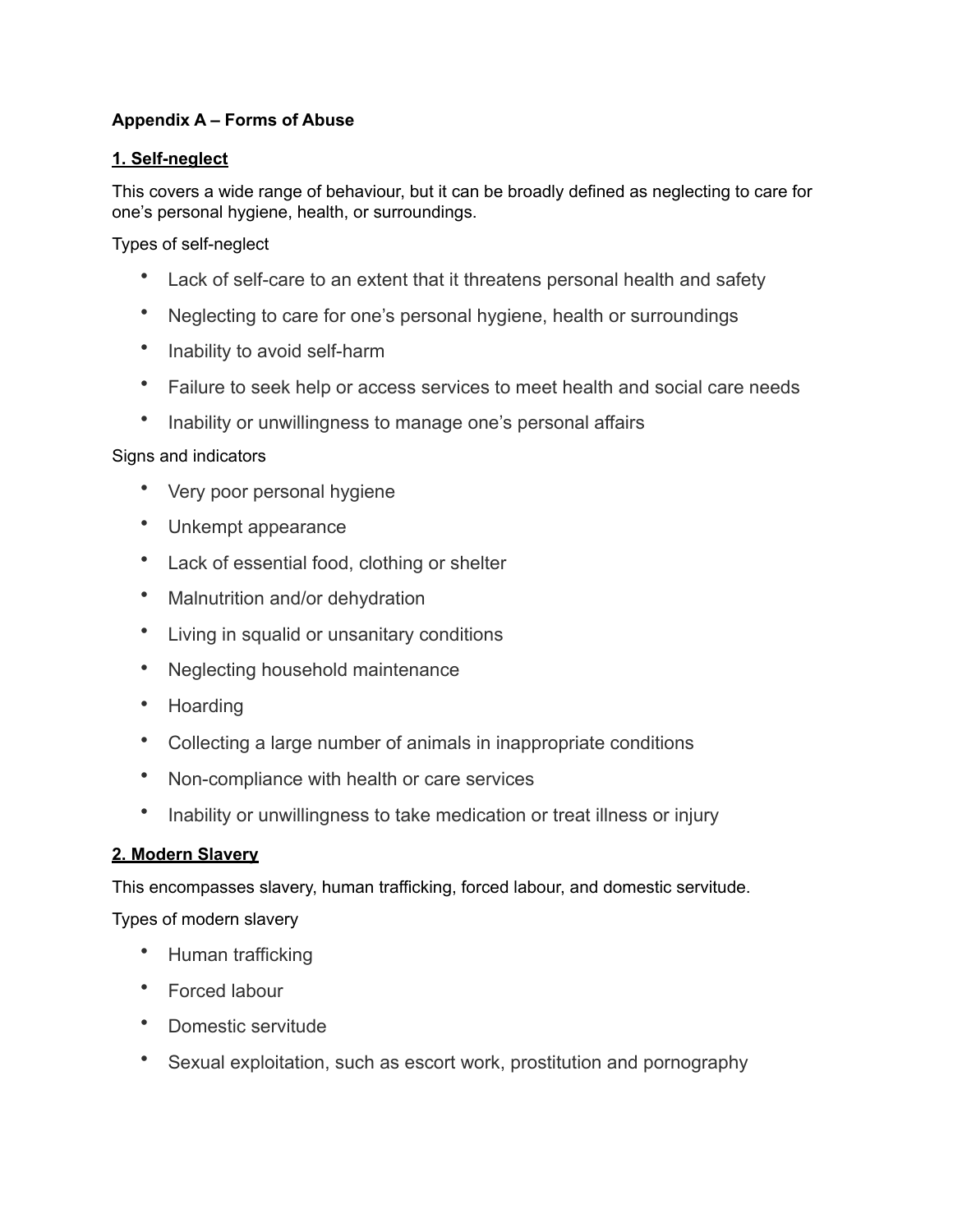**Appendix A – Forms of Abuse**

**1. Self-neglect**

This covers a wide range of behaviour, but it can be broadly defined as neglecting to care for one's personal hygiene, health, or surroundings.

Types of self-neglect

- Lack of self-care to an extent that it threatens personal health and safety
- Neglecting to care for one's personal hygiene, health or surroundings
- Inability to avoid self-harm
- Failure to seek help or access services to meet health and social care needs
- Inability or unwillingness to manage one's personal affairs

Signs and indicators

- Very poor personal hygiene
- Unkempt appearance
- Lack of essential food, clothing or shelter
- Malnutrition and/or dehydration
- Living in squalid or unsanitary conditions
- Neglecting household maintenance
- Hoarding
- Collecting a large number of animals in inappropriate conditions
- Non-compliance with health or care services
- Inability or unwillingness to take medication or treat illness or injury

**2. Modern Slavery**

This encompasses slavery, human trafficking, forced labour, and domestic servitude.

Types of modern slavery

- Human trafficking
- Forced labour
- Domestic servitude
- Sexual exploitation, such as escort work, prostitution and pornography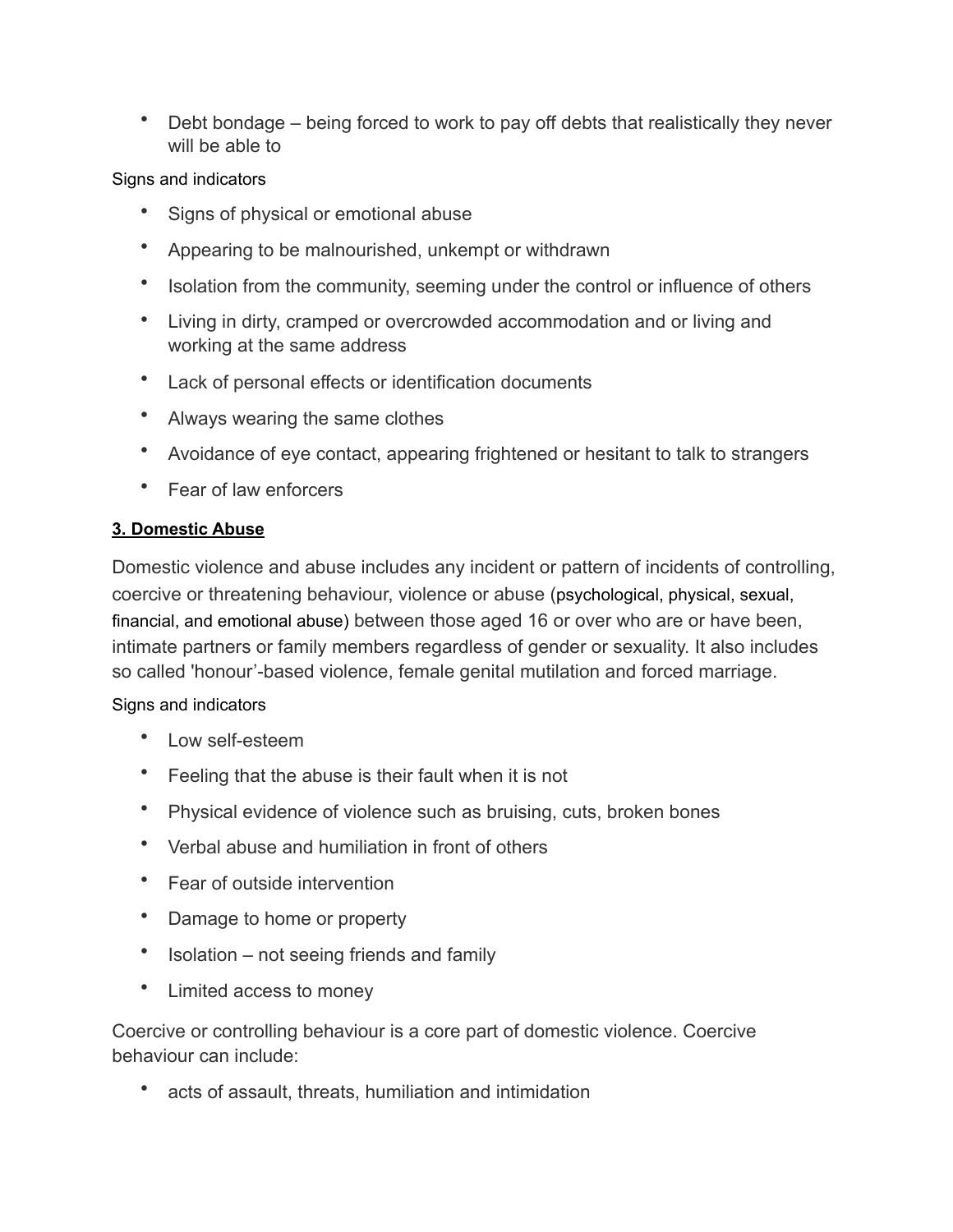- Debt bondage – being forced to work to pay off debts that realistically they never will be able to

Signs and indicators

- Signs of physical or emotional abuse
- Appearing to be malnourished, unkempt or withdrawn
- Isolation from the community, seeming under the control or influence of others
- Living in dirty, cramped or overcrowded accommodation and or living and working at the same address
- Lack of personal effects or identification documents
- Always wearing the same clothes
- Avoidance of eye contact, appearing frightened or hesitant to talk to strangers
- Fear of law enforcers

**3. Domestic Abuse**

Domestic violence and abuse includes any incident or pattern of incidents of controlling, coercive or threatening behaviour, violence or abuse (psychological, physical, sexual, financial, and emotional abuse) between those aged 16 or over who are or have been, intimate partners or family members regardless of gender or sexuality. It also includes so called 'honour'-based violence, female genital mutilation and forced marriage.

Signs and indicators

- Low self-esteem
- Feeling that the abuse is their fault when it is not
- Physical evidence of violence such as bruising, cuts, broken bones
- Verbal abuse and humiliation in front of others
- Fear of outside intervention
- Damage to home or property
- Isolation – not seeing friends and family
- Limited access to money

Coercive or controlling behaviour is a core part of domestic violence. Coercive behaviour can include:

- acts of assault, threats, humiliation and intimidation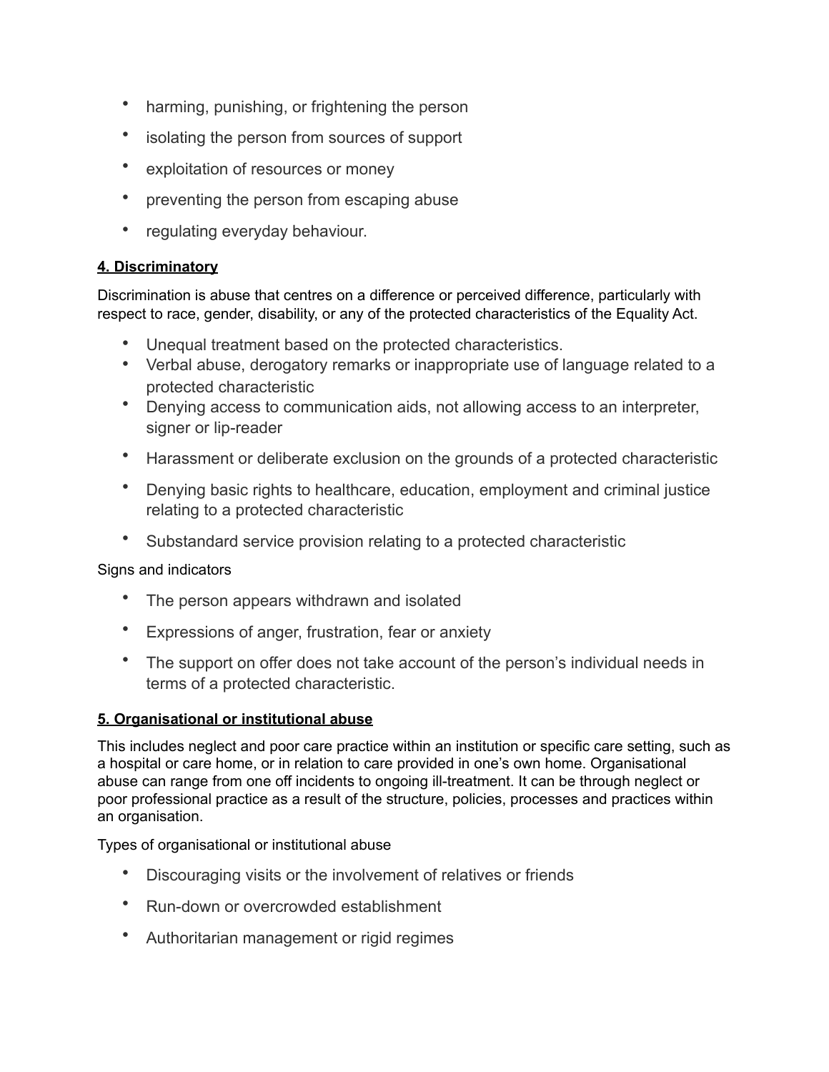- harming, punishing, or frightening the person
- isolating the person from sources of support
- exploitation of resources or money
- preventing the person from escaping abuse
- regulating everyday behaviour.

**4. Discriminatory**

Discrimination is abuse that centres on a difference or perceived difference, particularly with respect to race, gender, disability, or any of the protected characteristics of the Equality Act.

- Unequal treatment based on the protected characteristics.
- Verbal abuse, derogatory remarks or inappropriate use of language related to a protected characteristic
- Denying access to communication aids, not allowing access to an interpreter, signer or lip-reader
- Harassment or deliberate exclusion on the grounds of a protected characteristic
- Denying basic rights to healthcare, education, employment and criminal justice relating to a protected characteristic
- Substandard service provision relating to a protected characteristic

Signs and indicators

- The person appears withdrawn and isolated
- Expressions of anger, frustration, fear or anxiety
- The support on offer does not take account of the person's individual needs in terms of a protected characteristic.

**5. Organisational or institutional abuse**

This includes neglect and poor care practice within an institution or specific care setting, such as a hospital or care home, or in relation to care provided in one's own home. Organisational abuse can range from one off incidents to ongoing ill-treatment. It can be through neglect or poor professional practice as a result of the structure, policies, processes and practices within an organisation.

Types of organisational or institutional abuse

- Discouraging visits or the involvement of relatives or friends
- Run-down or overcrowded establishment
- Authoritarian management or rigid regimes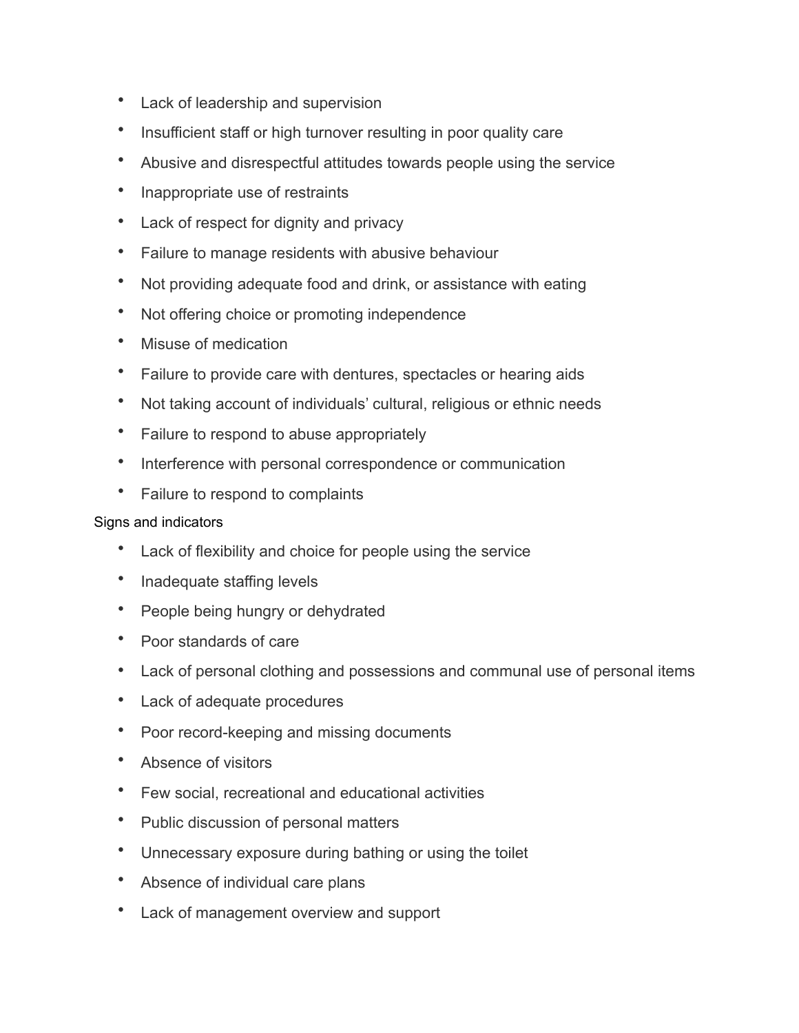- Lack of leadership and supervision
- Insufficient staff or high turnover resulting in poor quality care
- Abusive and disrespectful attitudes towards people using the service
- Inappropriate use of restraints
- Lack of respect for dignity and privacy
- Failure to manage residents with abusive behaviour
- Not providing adequate food and drink, or assistance with eating
- Not offering choice or promoting independence
- Misuse of medication
- Failure to provide care with dentures, spectacles or hearing aids
- Not taking account of individuals' cultural, religious or ethnic needs
- Failure to respond to abuse appropriately
- Interference with personal correspondence or communication
- Failure to respond to complaints

Signs and indicators

- Lack of flexibility and choice for people using the service
- Inadequate staffing levels
- People being hungry or dehydrated
- Poor standards of care
- Lack of personal clothing and possessions and communal use of personal items
- Lack of adequate procedures
- Poor record-keeping and missing documents
- Absence of visitors
- Few social, recreational and educational activities
- Public discussion of personal matters
- Unnecessary exposure during bathing or using the toilet
- Absence of individual care plans
- Lack of management overview and support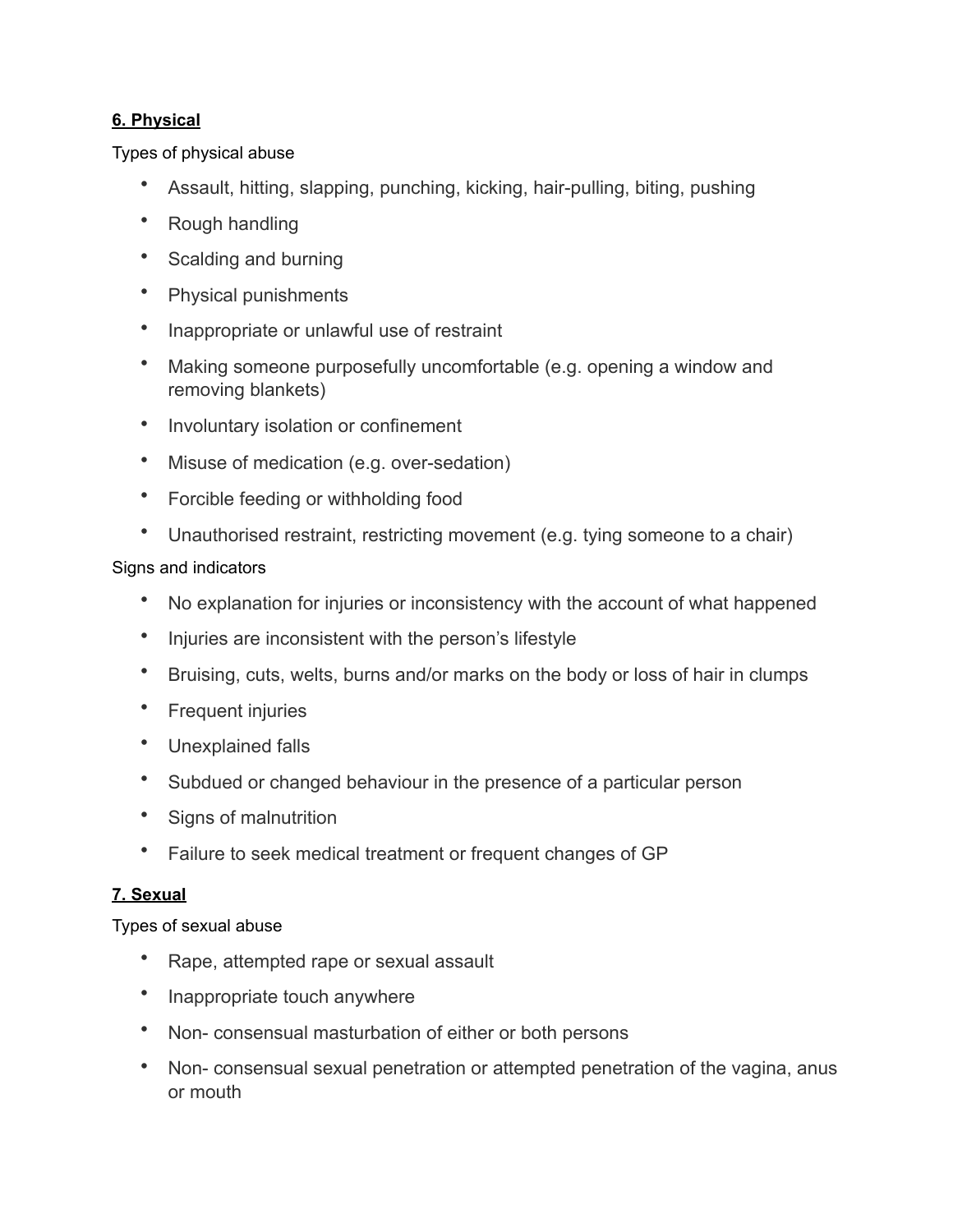**6. Physical**

Types of physical abuse

- Assault, hitting, slapping, punching, kicking, hair-pulling, biting, pushing
- Rough handling
- Scalding and burning
- Physical punishments
- Inappropriate or unlawful use of restraint
- Making someone purposefully uncomfortable (e.g. opening a window and removing blankets)
- Involuntary isolation or confinement
- Misuse of medication (e.g. over-sedation)
- Forcible feeding or withholding food
- Unauthorised restraint, restricting movement (e.g. tying someone to a chair)

Signs and indicators

- No explanation for injuries or inconsistency with the account of what happened
- Injuries are inconsistent with the person's lifestyle
- Bruising, cuts, welts, burns and/or marks on the body or loss of hair in clumps
- Frequent injuries
- Unexplained falls
- Subdued or changed behaviour in the presence of a particular person
- Signs of malnutrition
- Failure to seek medical treatment or frequent changes of GP

**7. Sexual**

Types of sexual abuse

- Rape, attempted rape or sexual assault
- Inappropriate touch anywhere
- Non- consensual masturbation of either or both persons
- Non- consensual sexual penetration or attempted penetration of the vagina, anus or mouth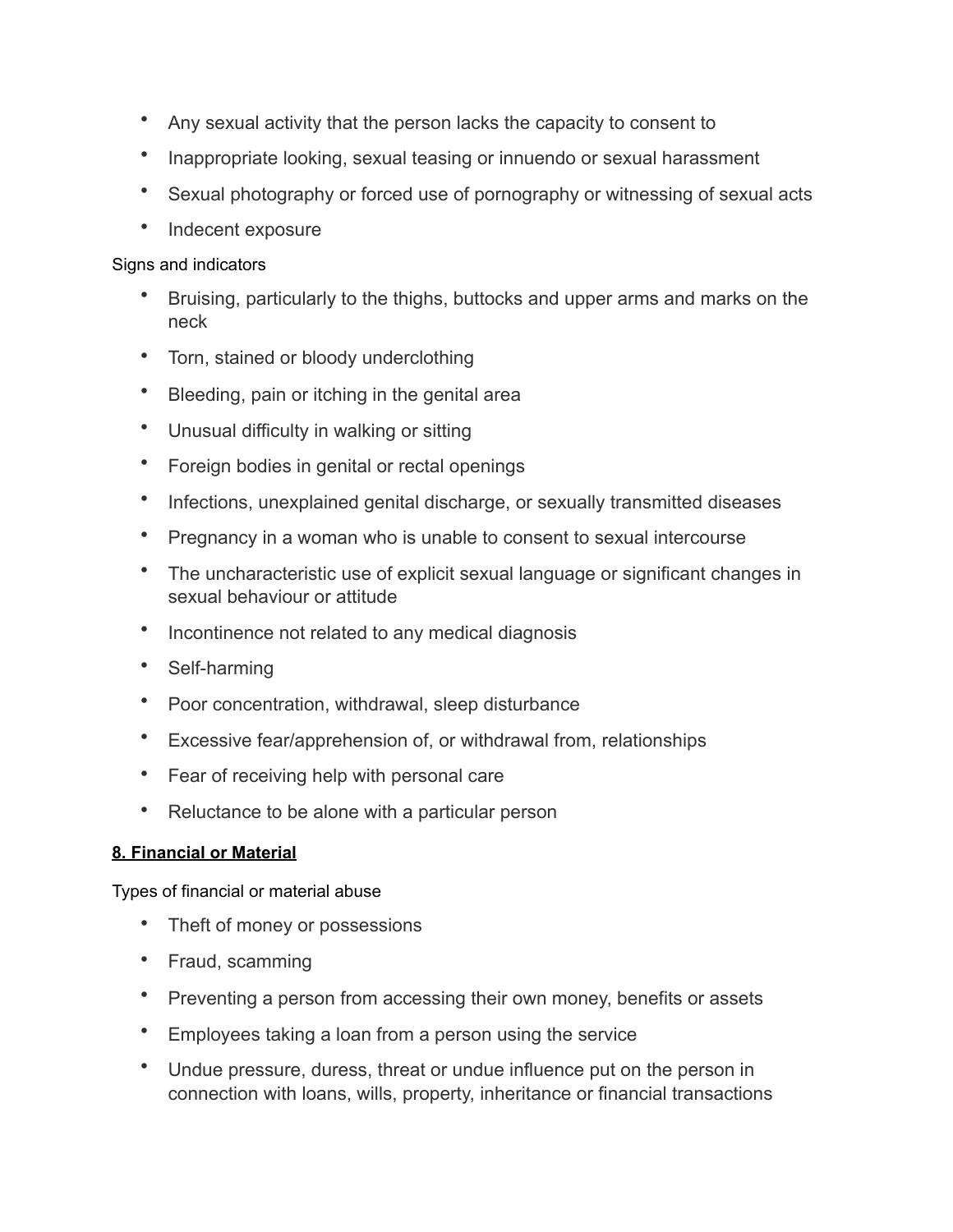- Any sexual activity that the person lacks the capacity to consent to
- Inappropriate looking, sexual teasing or innuendo or sexual harassment
- Sexual photography or forced use of pornography or witnessing of sexual acts
- Indecent exposure

Signs and indicators

- Bruising, particularly to the thighs, buttocks and upper arms and marks on the neck
- Torn, stained or bloody underclothing
- Bleeding, pain or itching in the genital area
- Unusual difficulty in walking or sitting
- Foreign bodies in genital or rectal openings
- Infections, unexplained genital discharge, or sexually transmitted diseases
- Pregnancy in a woman who is unable to consent to sexual intercourse
- The uncharacteristic use of explicit sexual language or significant changes in sexual behaviour or attitude
- Incontinence not related to any medical diagnosis
- Self-harming
- Poor concentration, withdrawal, sleep disturbance
- Excessive fear/apprehension of, or withdrawal from, relationships
- Fear of receiving help with personal care
- Reluctance to be alone with a particular person

**8. Financial or Material**

Types of financial or material abuse

- Theft of money or possessions
- Fraud, scamming
- Preventing a person from accessing their own money, benefits or assets
- Employees taking a loan from a person using the service
- Undue pressure, duress, threat or undue influence put on the person in connection with loans, wills, property, inheritance or financial transactions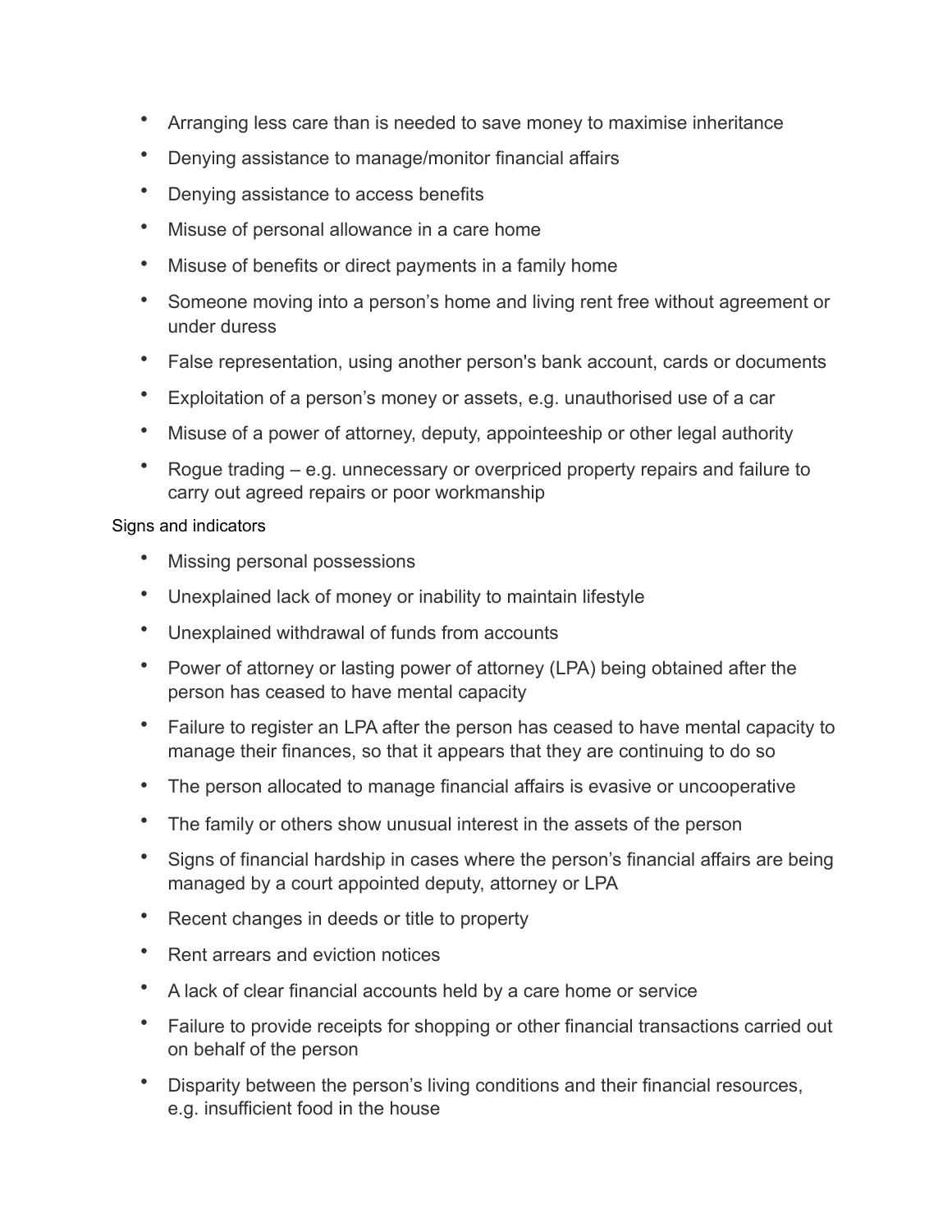- Arranging less care than is needed to save money to maximise inheritance
- Denying assistance to manage/monitor financial affairs
- Denying assistance to access benefits
- Misuse of personal allowance in a care home
- Misuse of benefits or direct payments in a family home
- Someone moving into a person's home and living rent free without agreement or under duress
- False representation, using another person's bank account, cards or documents
- Exploitation of a person's money or assets, e.g. unauthorised use of a car
- Misuse of a power of attorney, deputy, appointeeship or other legal authority
- Rogue trading – e.g. unnecessary or overpriced property repairs and failure to carry out agreed repairs or poor workmanship

Signs and indicators

- Missing personal possessions
- Unexplained lack of money or inability to maintain lifestyle
- Unexplained withdrawal of funds from accounts
- Power of attorney or lasting power of attorney (LPA) being obtained after the person has ceased to have mental capacity
- Failure to register an LPA after the person has ceased to have mental capacity to manage their finances, so that it appears that they are continuing to do so
- The person allocated to manage financial affairs is evasive or uncooperative
- The family or others show unusual interest in the assets of the person
- Signs of financial hardship in cases where the person's financial affairs are being managed by a court appointed deputy, attorney or LPA
- Recent changes in deeds or title to property
- Rent arrears and eviction notices
- A lack of clear financial accounts held by a care home or service
- Failure to provide receipts for shopping or other financial transactions carried out on behalf of the person
- Disparity between the person's living conditions and their financial resources, e.g. insufficient food in the house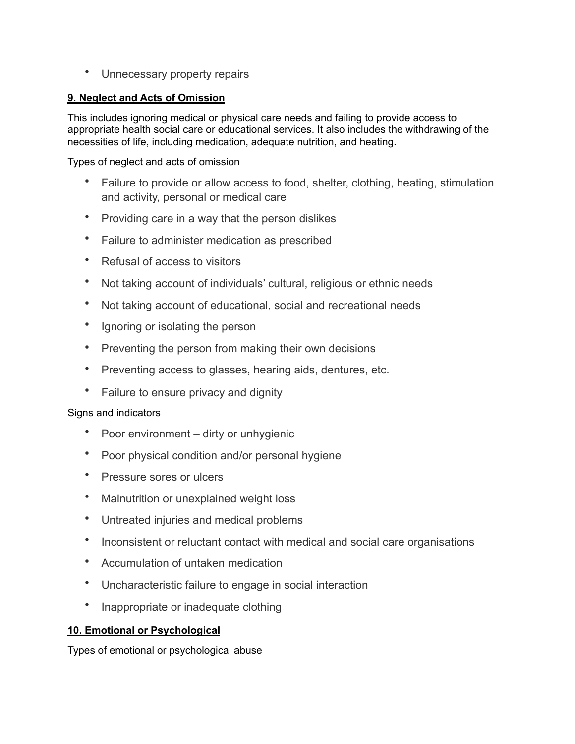- Unnecessary property repairs

**9. Neglect and Acts of Omission**

This includes ignoring medical or physical care needs and failing to provide access to appropriate health social care or educational services. It also includes the withdrawing of the necessities of life, including medication, adequate nutrition, and heating.

Types of neglect and acts of omission

- Failure to provide or allow access to food, shelter, clothing, heating, stimulation and activity, personal or medical care
- Providing care in a way that the person dislikes
- Failure to administer medication as prescribed
- Refusal of access to visitors
- Not taking account of individuals' cultural, religious or ethnic needs
- Not taking account of educational, social and recreational needs
- Ignoring or isolating the person
- Preventing the person from making their own decisions
- Preventing access to glasses, hearing aids, dentures, etc.
- Failure to ensure privacy and dignity

Signs and indicators

- Poor environment – dirty or unhygienic
- Poor physical condition and/or personal hygiene
- Pressure sores or ulcers
- Malnutrition or unexplained weight loss
- Untreated injuries and medical problems
- Inconsistent or reluctant contact with medical and social care organisations
- Accumulation of untaken medication
- Uncharacteristic failure to engage in social interaction
- Inappropriate or inadequate clothing

**10. Emotional or Psychological**

Types of emotional or psychological abuse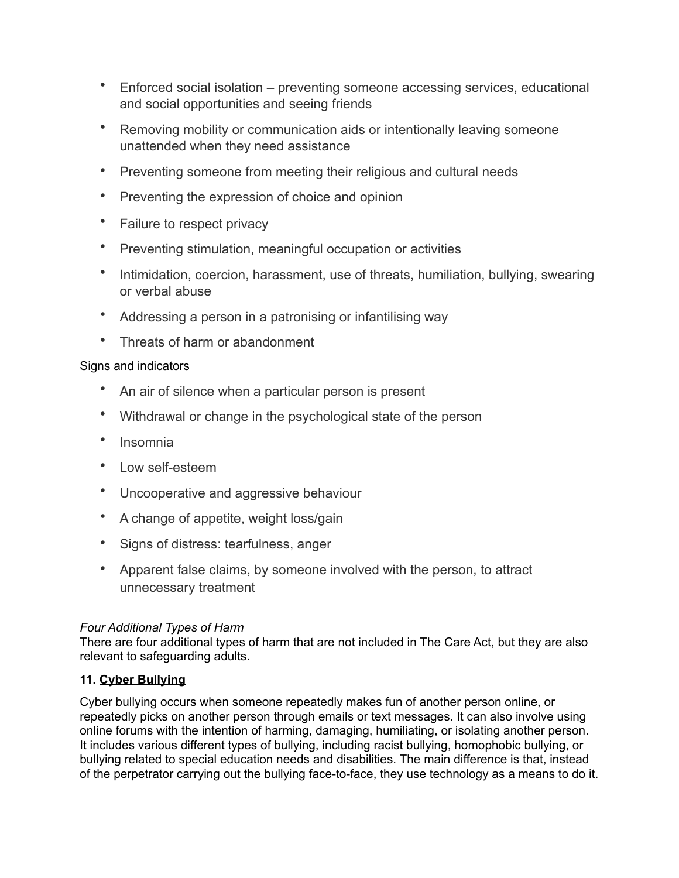- Enforced social isolation – preventing someone accessing services, educational and social opportunities and seeing friends
- Removing mobility or communication aids or intentionally leaving someone unattended when they need assistance
- Preventing someone from meeting their religious and cultural needs
- Preventing the expression of choice and opinion
- Failure to respect privacy
- Preventing stimulation, meaningful occupation or activities
- Intimidation, coercion, harassment, use of threats, humiliation, bullying, swearing or verbal abuse
- Addressing a person in a patronising or infantilising way
- Threats of harm or abandonment

Signs and indicators

- An air of silence when a particular person is present
- Withdrawal or change in the psychological state of the person
- Insomnia
- Low self-esteem
- Uncooperative and aggressive behaviour
- A change of appetite, weight loss/gain
- Signs of distress: tearfulness, anger
- Apparent false claims, by someone involved with the person, to attract unnecessary treatment

*Four Additional Types of Harm*

There are four additional types of harm that are not included in The Care Act, but they are also relevant to safeguarding adults.

**11. <u>Cyber Bullying</u>**

Cyber bullying occurs when someone repeatedly makes fun of another person online, or repeatedly picks on another person through emails or text messages. It can also involve using online forums with the intention of harming, damaging, humiliating, or isolating another person. It includes various different types of bullying, including racist bullying, homophobic bullying, or bullying related to special education needs and disabilities. The main difference is that, instead of the perpetrator carrying out the bullying face-to-face, they use technology as a means to do it.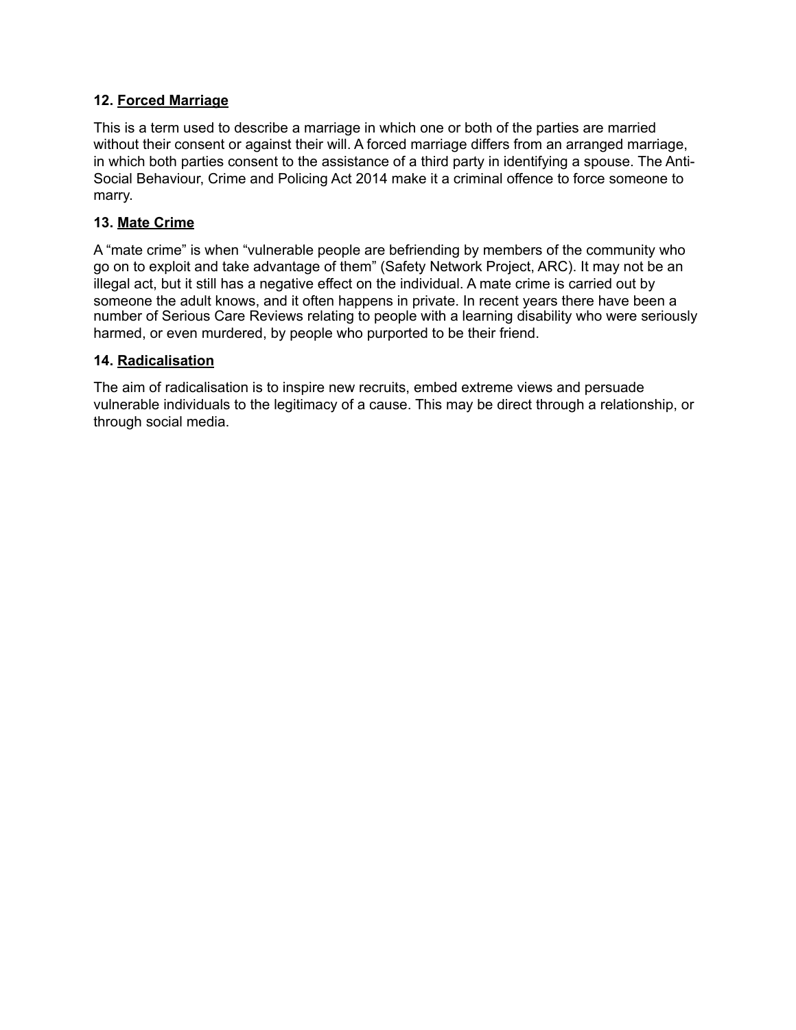**12. <u>Forced Marriage</u>**

This is a term used to describe a marriage in which one or both of the parties are married without their consent or against their will. A forced marriage differs from an arranged marriage, in which both parties consent to the assistance of a third party in identifying a spouse. The Anti-Social Behaviour, Crime and Policing Act 2014 make it a criminal offence to force someone to marry.

**13. <u>Mate Crime</u>**

A "mate crime" is when "vulnerable people are befriending by members of the community who go on to exploit and take advantage of them" (Safety Network Project, ARC). It may not be an illegal act, but it still has a negative effect on the individual. A mate crime is carried out by someone the adult knows, and it often happens in private. In recent years there have been a number of Serious Care Reviews relating to people with a learning disability who were seriously harmed, or even murdered, by people who purported to be their friend.

**14. <u>Radicalisation</u>**

The aim of radicalisation is to inspire new recruits, embed extreme views and persuade vulnerable individuals to the legitimacy of a cause. This may be direct through a relationship, or through social media.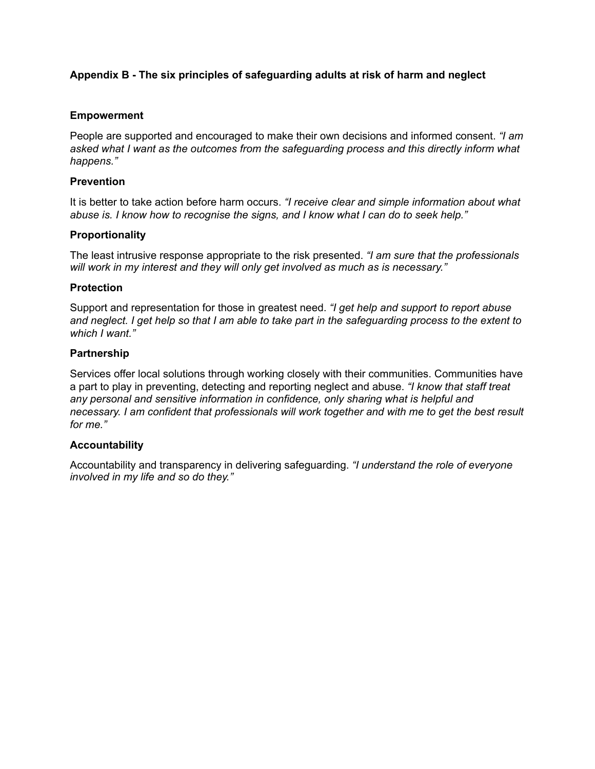**Appendix B - The six principles of safeguarding adults at risk of harm and neglect**

**Empowerment**

People are supported and encouraged to make their own decisions and informed consent. *"I am asked what I want as the outcomes from the safeguarding process and this directly inform what happens."*

**Prevention**

It is better to take action before harm occurs. *"I receive clear and simple information about what abuse is. I know how to recognise the signs, and I know what I can do to seek help."*

**Proportionality**

The least intrusive response appropriate to the risk presented. *"I am sure that the professionals will work in my interest and they will only get involved as much as is necessary."*

**Protection**

Support and representation for those in greatest need. *"I get help and support to report abuse and neglect. I get help so that I am able to take part in the safeguarding process to the extent to which I want."*

**Partnership**

Services offer local solutions through working closely with their communities. Communities have a part to play in preventing, detecting and reporting neglect and abuse. *"I know that staff treat any personal and sensitive information in confidence, only sharing what is helpful and necessary. I am confident that professionals will work together and with me to get the best result for me."*

**Accountability**

Accountability and transparency in delivering safeguarding. *"I understand the role of everyone involved in my life and so do they."*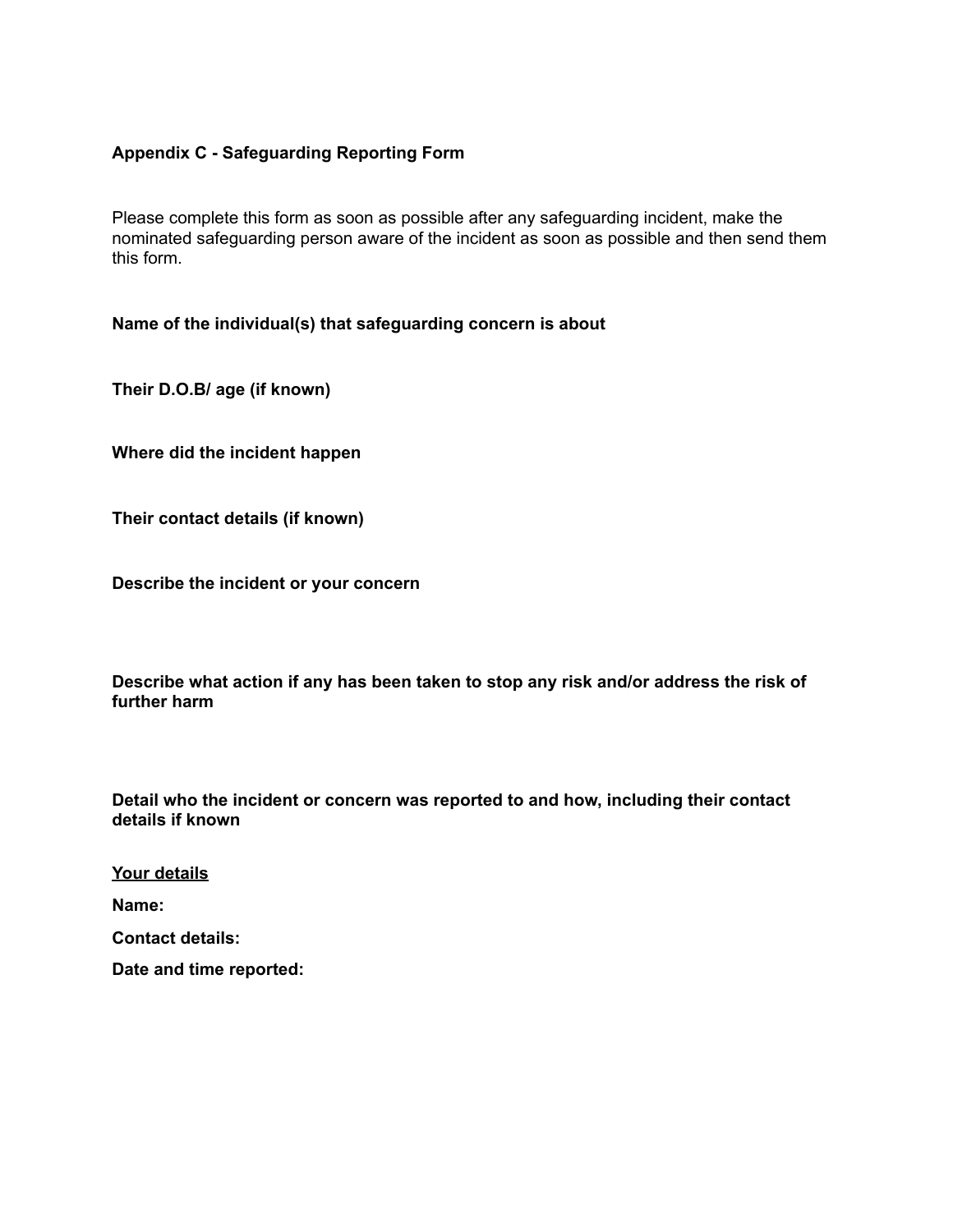## Appendix C - Safeguarding Reporting Form

Please complete this form as soon as possible after any safeguarding incident, make the nominated safeguarding person aware of the incident as soon as possible and then send them this form.

**Name of the individual(s) that safeguarding concern is about**

**Their D.O.B/ age (if known)**

**Where did the incident happen**

**Their contact details (if known)**

**Describe the incident or your concern**

**Describe what action if any has been taken to stop any risk and/or address the risk of further harm**

**Detail who the incident or concern was reported to and how, including their contact details if known**

**<u>Your details</u>**

**Name:**

**Contact details:**

**Date and time reported:**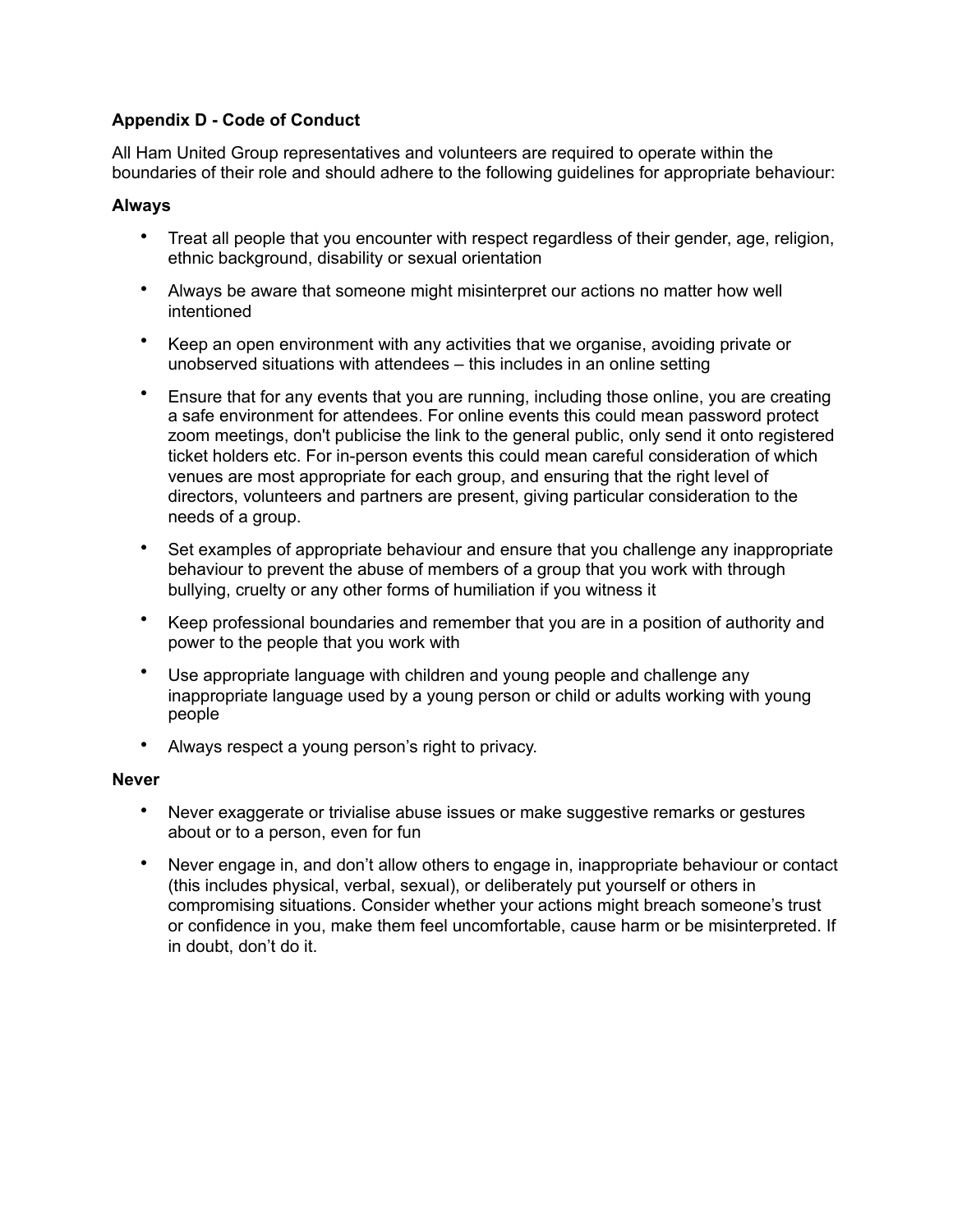## Appendix D - Code of Conduct

All Ham United Group representatives and volunteers are required to operate within the boundaries of their role and should adhere to the following guidelines for appropriate behaviour:

### Always

- Treat all people that you encounter with respect regardless of their gender, age, religion, ethnic background, disability or sexual orientation
- Always be aware that someone might misinterpret our actions no matter how well intentioned
- Keep an open environment with any activities that we organise, avoiding private or unobserved situations with attendees – this includes in an online setting
- Ensure that for any events that you are running, including those online, you are creating a safe environment for attendees. For online events this could mean password protect zoom meetings, don't publicise the link to the general public, only send it onto registered ticket holders etc. For in-person events this could mean careful consideration of which venues are most appropriate for each group, and ensuring that the right level of directors, volunteers and partners are present, giving particular consideration to the needs of a group.
- Set examples of appropriate behaviour and ensure that you challenge any inappropriate behaviour to prevent the abuse of members of a group that you work with through bullying, cruelty or any other forms of humiliation if you witness it
- Keep professional boundaries and remember that you are in a position of authority and power to the people that you work with
- Use appropriate language with children and young people and challenge any inappropriate language used by a young person or child or adults working with young people
- Always respect a young person's right to privacy.

### Never

- Never exaggerate or trivialise abuse issues or make suggestive remarks or gestures about or to a person, even for fun
- Never engage in, and don't allow others to engage in, inappropriate behaviour or contact (this includes physical, verbal, sexual), or deliberately put yourself or others in compromising situations. Consider whether your actions might breach someone's trust or confidence in you, make them feel uncomfortable, cause harm or be misinterpreted. If in doubt, don't do it.